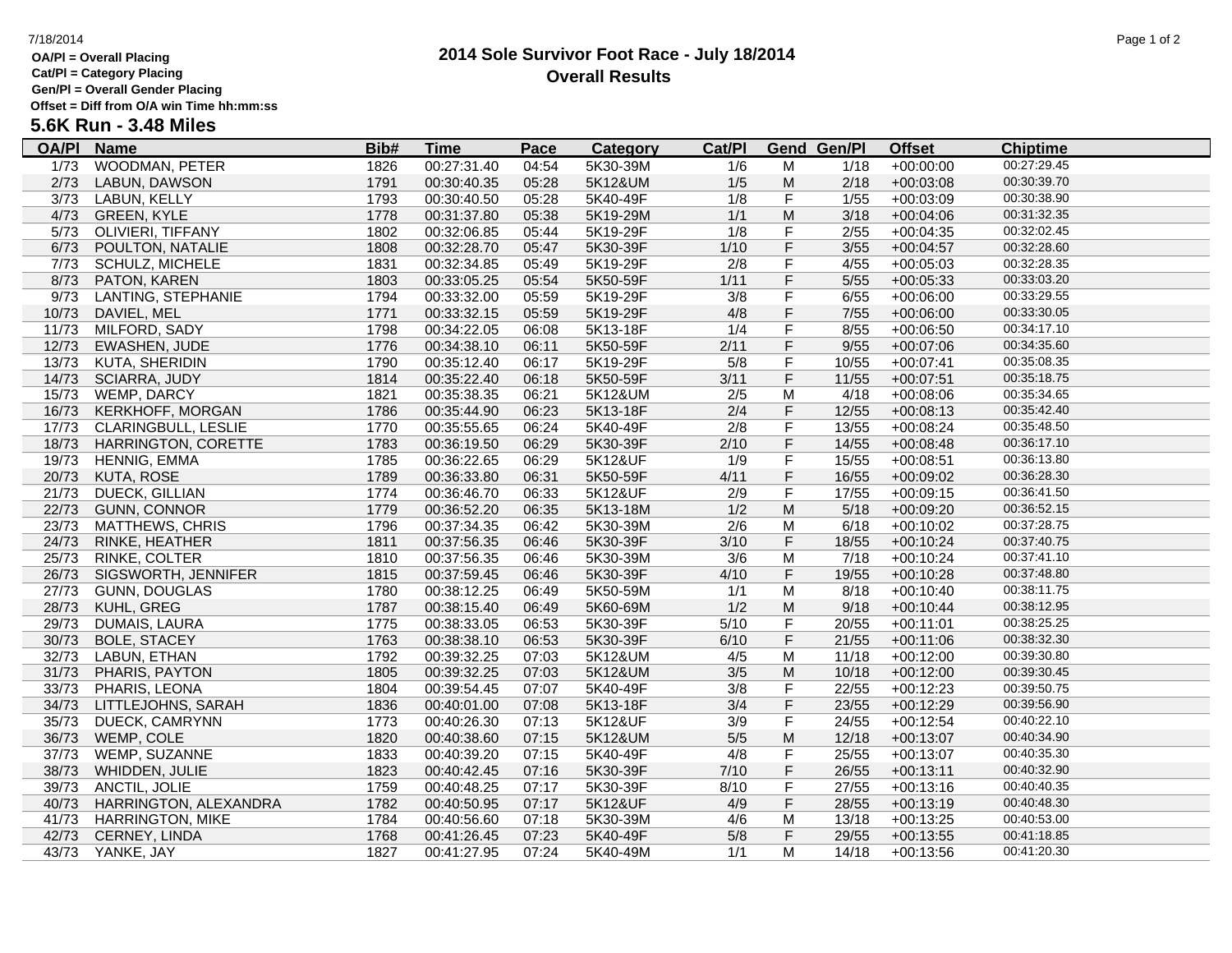OA/Pl = Overall Placing
Cat/Pl = Category Placing
Gen/Pl = Overall Gender Placing
Offset = Diff from O/A win Time hh:mm:ss

# 2014 Sole Survivor Foot Race - July 18/2014

## Overall Results

### 5.6K Run - 3.48 Miles

| OA/Pl | Name | Bib# | Time | Pace | Category | Cat/Pl | Gend | Gen/Pl | Offset | Chiptime |
|---|---|---|---|---|---|---|---|---|---|---|
| 1/73 | WOODMAN, PETER | 1826 | 00:27:31.40 | 04:54 | 5K30-39M | 1/6 | M | 1/18 | +00:00:00 | 00:27:29.45 |
| 2/73 | LABUN, DAWSON | 1791 | 00:30:40.35 | 05:28 | 5K12&UM | 1/5 | M | 2/18 | +00:03:08 | 00:30:39.70 |
| 3/73 | LABUN, KELLY | 1793 | 00:30:40.50 | 05:28 | 5K40-49F | 1/8 | F | 1/55 | +00:03:09 | 00:30:38.90 |
| 4/73 | GREEN, KYLE | 1778 | 00:31:37.80 | 05:38 | 5K19-29M | 1/1 | M | 3/18 | +00:04:06 | 00:31:32.35 |
| 5/73 | OLIVIERI, TIFFANY | 1802 | 00:32:06.85 | 05:44 | 5K19-29F | 1/8 | F | 2/55 | +00:04:35 | 00:32:02.45 |
| 6/73 | POULTON, NATALIE | 1808 | 00:32:28.70 | 05:47 | 5K30-39F | 1/10 | F | 3/55 | +00:04:57 | 00:32:28.60 |
| 7/73 | SCHULZ, MICHELE | 1831 | 00:32:34.85 | 05:49 | 5K19-29F | 2/8 | F | 4/55 | +00:05:03 | 00:32:28.35 |
| 8/73 | PATON, KAREN | 1803 | 00:33:05.25 | 05:54 | 5K50-59F | 1/11 | F | 5/55 | +00:05:33 | 00:33:03.20 |
| 9/73 | LANTING, STEPHANIE | 1794 | 00:33:32.00 | 05:59 | 5K19-29F | 3/8 | F | 6/55 | +00:06:00 | 00:33:29.55 |
| 10/73 | DAVIEL, MEL | 1771 | 00:33:32.15 | 05:59 | 5K19-29F | 4/8 | F | 7/55 | +00:06:00 | 00:33:30.05 |
| 11/73 | MILFORD, SADY | 1798 | 00:34:22.05 | 06:08 | 5K13-18F | 1/4 | F | 8/55 | +00:06:50 | 00:34:17.10 |
| 12/73 | EWASHEN, JUDE | 1776 | 00:34:38.10 | 06:11 | 5K50-59F | 2/11 | F | 9/55 | +00:07:06 | 00:34:35.60 |
| 13/73 | KUTA, SHERIDIN | 1790 | 00:35:12.40 | 06:17 | 5K19-29F | 5/8 | F | 10/55 | +00:07:41 | 00:35:08.35 |
| 14/73 | SCIARRA, JUDY | 1814 | 00:35:22.40 | 06:18 | 5K50-59F | 3/11 | F | 11/55 | +00:07:51 | 00:35:18.75 |
| 15/73 | WEMP, DARCY | 1821 | 00:35:38.35 | 06:21 | 5K12&UM | 2/5 | M | 4/18 | +00:08:06 | 00:35:34.65 |
| 16/73 | KERKHOFF, MORGAN | 1786 | 00:35:44.90 | 06:23 | 5K13-18F | 2/4 | F | 12/55 | +00:08:13 | 00:35:42.40 |
| 17/73 | CLARINGBULL, LESLIE | 1770 | 00:35:55.65 | 06:24 | 5K40-49F | 2/8 | F | 13/55 | +00:08:24 | 00:35:48.50 |
| 18/73 | HARRINGTON, CORETTE | 1783 | 00:36:19.50 | 06:29 | 5K30-39F | 2/10 | F | 14/55 | +00:08:48 | 00:36:17.10 |
| 19/73 | HENNIG, EMMA | 1785 | 00:36:22.65 | 06:29 | 5K12&UF | 1/9 | F | 15/55 | +00:08:51 | 00:36:13.80 |
| 20/73 | KUTA, ROSE | 1789 | 00:36:33.80 | 06:31 | 5K50-59F | 4/11 | F | 16/55 | +00:09:02 | 00:36:28.30 |
| 21/73 | DUECK, GILLIAN | 1774 | 00:36:46.70 | 06:33 | 5K12&UF | 2/9 | F | 17/55 | +00:09:15 | 00:36:41.50 |
| 22/73 | GUNN, CONNOR | 1779 | 00:36:52.20 | 06:35 | 5K13-18M | 1/2 | M | 5/18 | +00:09:20 | 00:36:52.15 |
| 23/73 | MATTHEWS, CHRIS | 1796 | 00:37:34.35 | 06:42 | 5K30-39M | 2/6 | M | 6/18 | +00:10:02 | 00:37:28.75 |
| 24/73 | RINKE, HEATHER | 1811 | 00:37:56.35 | 06:46 | 5K30-39F | 3/10 | F | 18/55 | +00:10:24 | 00:37:40.75 |
| 25/73 | RINKE, COLTER | 1810 | 00:37:56.35 | 06:46 | 5K30-39M | 3/6 | M | 7/18 | +00:10:24 | 00:37:41.10 |
| 26/73 | SIGSWORTH, JENNIFER | 1815 | 00:37:59.45 | 06:46 | 5K30-39F | 4/10 | F | 19/55 | +00:10:28 | 00:37:48.80 |
| 27/73 | GUNN, DOUGLAS | 1780 | 00:38:12.25 | 06:49 | 5K50-59M | 1/1 | M | 8/18 | +00:10:40 | 00:38:11.75 |
| 28/73 | KUHL, GREG | 1787 | 00:38:15.40 | 06:49 | 5K60-69M | 1/2 | M | 9/18 | +00:10:44 | 00:38:12.95 |
| 29/73 | DUMAIS, LAURA | 1775 | 00:38:33.05 | 06:53 | 5K30-39F | 5/10 | F | 20/55 | +00:11:01 | 00:38:25.25 |
| 30/73 | BOLE, STACEY | 1763 | 00:38:38.10 | 06:53 | 5K30-39F | 6/10 | F | 21/55 | +00:11:06 | 00:38:32.30 |
| 32/73 | LABUN, ETHAN | 1792 | 00:39:32.25 | 07:03 | 5K12&UM | 4/5 | M | 11/18 | +00:12:00 | 00:39:30.80 |
| 31/73 | PHARIS, PAYTON | 1805 | 00:39:32.25 | 07:03 | 5K12&UM | 3/5 | M | 10/18 | +00:12:00 | 00:39:30.45 |
| 33/73 | PHARIS, LEONA | 1804 | 00:39:54.45 | 07:07 | 5K40-49F | 3/8 | F | 22/55 | +00:12:23 | 00:39:50.75 |
| 34/73 | LITTLEJOHNS, SARAH | 1836 | 00:40:01.00 | 07:08 | 5K13-18F | 3/4 | F | 23/55 | +00:12:29 | 00:39:56.90 |
| 35/73 | DUECK, CAMRYNN | 1773 | 00:40:26.30 | 07:13 | 5K12&UF | 3/9 | F | 24/55 | +00:12:54 | 00:40:22.10 |
| 36/73 | WEMP, COLE | 1820 | 00:40:38.60 | 07:15 | 5K12&UM | 5/5 | M | 12/18 | +00:13:07 | 00:40:34.90 |
| 37/73 | WEMP, SUZANNE | 1833 | 00:40:39.20 | 07:15 | 5K40-49F | 4/8 | F | 25/55 | +00:13:07 | 00:40:35.30 |
| 38/73 | WHIDDEN, JULIE | 1823 | 00:40:42.45 | 07:16 | 5K30-39F | 7/10 | F | 26/55 | +00:13:11 | 00:40:32.90 |
| 39/73 | ANCTIL, JOLIE | 1759 | 00:40:48.25 | 07:17 | 5K30-39F | 8/10 | F | 27/55 | +00:13:16 | 00:40:40.35 |
| 40/73 | HARRINGTON, ALEXANDRA | 1782 | 00:40:50.95 | 07:17 | 5K12&UF | 4/9 | F | 28/55 | +00:13:19 | 00:40:48.30 |
| 41/73 | HARRINGTON, MIKE | 1784 | 00:40:56.60 | 07:18 | 5K30-39M | 4/6 | M | 13/18 | +00:13:25 | 00:40:53.00 |
| 42/73 | CERNEY, LINDA | 1768 | 00:41:26.45 | 07:23 | 5K40-49F | 5/8 | F | 29/55 | +00:13:55 | 00:41:18.85 |
| 43/73 | YANKE, JAY | 1827 | 00:41:27.95 | 07:24 | 5K40-49M | 1/1 | M | 14/18 | +00:13:56 | 00:41:20.30 |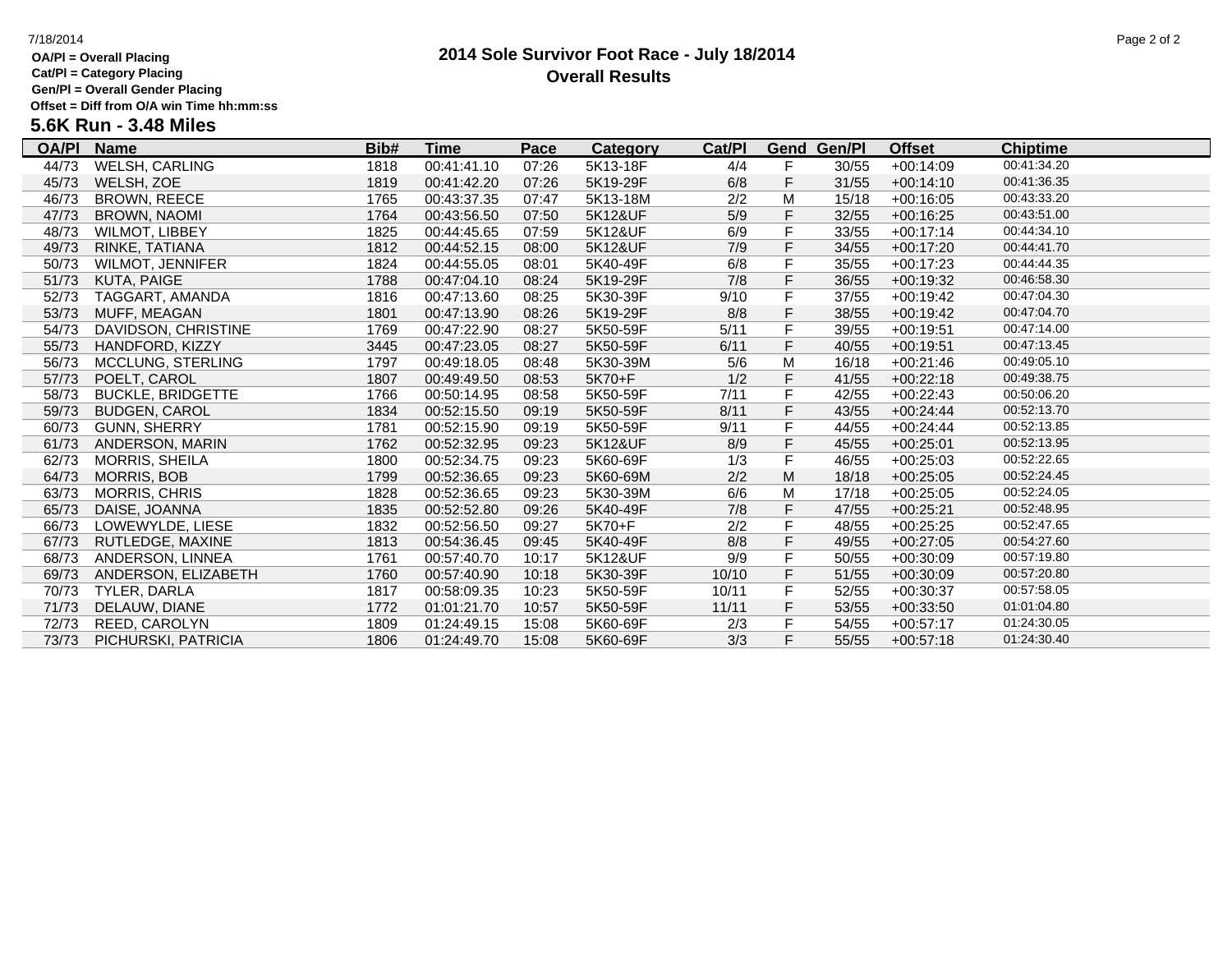**OA/Pl = Overall Placing**
**Cat/Pl = Category Placing**
**Gen/Pl = Overall Gender Placing**
**Offset = Diff from O/A win Time hh:mm:ss**

# 2014 Sole Survivor Foot Race - July 18/2014
## Overall Results

## 5.6K Run - 3.48 Miles

| OA/Pl | Name | Bib# | Time | Pace | Category | Cat/Pl | Gend | Gen/Pl | Offset | Chiptime |
|---|---|---|---|---|---|---|---|---|---|---|
| 44/73 | WELSH, CARLING | 1818 | 00:41:41.10 | 07:26 | 5K13-18F | 4/4 | F | 30/55 | +00:14:09 | 00:41:34.20 |
| 45/73 | WELSH, ZOE | 1819 | 00:41:42.20 | 07:26 | 5K19-29F | 6/8 | F | 31/55 | +00:14:10 | 00:41:36.35 |
| 46/73 | BROWN, REECE | 1765 | 00:43:37.35 | 07:47 | 5K13-18M | 2/2 | M | 15/18 | +00:16:05 | 00:43:33.20 |
| 47/73 | BROWN, NAOMI | 1764 | 00:43:56.50 | 07:50 | 5K12&UF | 5/9 | F | 32/55 | +00:16:25 | 00:43:51.00 |
| 48/73 | WILMOT, LIBBEY | 1825 | 00:44:45.65 | 07:59 | 5K12&UF | 6/9 | F | 33/55 | +00:17:14 | 00:44:34.10 |
| 49/73 | RINKE, TATIANA | 1812 | 00:44:52.15 | 08:00 | 5K12&UF | 7/9 | F | 34/55 | +00:17:20 | 00:44:41.70 |
| 50/73 | WILMOT, JENNIFER | 1824 | 00:44:55.05 | 08:01 | 5K40-49F | 6/8 | F | 35/55 | +00:17:23 | 00:44:44.35 |
| 51/73 | KUTA, PAIGE | 1788 | 00:47:04.10 | 08:24 | 5K19-29F | 7/8 | F | 36/55 | +00:19:32 | 00:46:58.30 |
| 52/73 | TAGGART, AMANDA | 1816 | 00:47:13.60 | 08:25 | 5K30-39F | 9/10 | F | 37/55 | +00:19:42 | 00:47:04.30 |
| 53/73 | MUFF, MEAGAN | 1801 | 00:47:13.90 | 08:26 | 5K19-29F | 8/8 | F | 38/55 | +00:19:42 | 00:47:04.70 |
| 54/73 | DAVIDSON, CHRISTINE | 1769 | 00:47:22.90 | 08:27 | 5K50-59F | 5/11 | F | 39/55 | +00:19:51 | 00:47:14.00 |
| 55/73 | HANDFORD, KIZZY | 3445 | 00:47:23.05 | 08:27 | 5K50-59F | 6/11 | F | 40/55 | +00:19:51 | 00:47:13.45 |
| 56/73 | MCCLUNG, STERLING | 1797 | 00:49:18.05 | 08:48 | 5K30-39M | 5/6 | M | 16/18 | +00:21:46 | 00:49:05.10 |
| 57/73 | POELT, CAROL | 1807 | 00:49:49.50 | 08:53 | 5K70+F | 1/2 | F | 41/55 | +00:22:18 | 00:49:38.75 |
| 58/73 | BUCKLE, BRIDGETTE | 1766 | 00:50:14.95 | 08:58 | 5K50-59F | 7/11 | F | 42/55 | +00:22:43 | 00:50:06.20 |
| 59/73 | BUDGEN, CAROL | 1834 | 00:52:15.50 | 09:19 | 5K50-59F | 8/11 | F | 43/55 | +00:24:44 | 00:52:13.70 |
| 60/73 | GUNN, SHERRY | 1781 | 00:52:15.90 | 09:19 | 5K50-59F | 9/11 | F | 44/55 | +00:24:44 | 00:52:13.85 |
| 61/73 | ANDERSON, MARIN | 1762 | 00:52:32.95 | 09:23 | 5K12&UF | 8/9 | F | 45/55 | +00:25:01 | 00:52:13.95 |
| 62/73 | MORRIS, SHEILA | 1800 | 00:52:34.75 | 09:23 | 5K60-69F | 1/3 | F | 46/55 | +00:25:03 | 00:52:22.65 |
| 64/73 | MORRIS, BOB | 1799 | 00:52:36.65 | 09:23 | 5K60-69M | 2/2 | M | 18/18 | +00:25:05 | 00:52:24.45 |
| 63/73 | MORRIS, CHRIS | 1828 | 00:52:36.65 | 09:23 | 5K30-39M | 6/6 | M | 17/18 | +00:25:05 | 00:52:24.05 |
| 65/73 | DAISE, JOANNA | 1835 | 00:52:52.80 | 09:26 | 5K40-49F | 7/8 | F | 47/55 | +00:25:21 | 00:52:48.95 |
| 66/73 | LOWEWYLDE, LIESE | 1832 | 00:52:56.50 | 09:27 | 5K70+F | 2/2 | F | 48/55 | +00:25:25 | 00:52:47.65 |
| 67/73 | RUTLEDGE, MAXINE | 1813 | 00:54:36.45 | 09:45 | 5K40-49F | 8/8 | F | 49/55 | +00:27:05 | 00:54:27.60 |
| 68/73 | ANDERSON, LINNEA | 1761 | 00:57:40.70 | 10:17 | 5K12&UF | 9/9 | F | 50/55 | +00:30:09 | 00:57:19.80 |
| 69/73 | ANDERSON, ELIZABETH | 1760 | 00:57:40.90 | 10:18 | 5K30-39F | 10/10 | F | 51/55 | +00:30:09 | 00:57:20.80 |
| 70/73 | TYLER, DARLA | 1817 | 00:58:09.35 | 10:23 | 5K50-59F | 10/11 | F | 52/55 | +00:30:37 | 00:57:58.05 |
| 71/73 | DELAUW, DIANE | 1772 | 01:01:21.70 | 10:57 | 5K50-59F | 11/11 | F | 53/55 | +00:33:50 | 01:01:04.80 |
| 72/73 | REED, CAROLYN | 1809 | 01:24:49.15 | 15:08 | 5K60-69F | 2/3 | F | 54/55 | +00:57:17 | 01:24:30.05 |
| 73/73 | PICHURSKI, PATRICIA | 1806 | 01:24:49.70 | 15:08 | 5K60-69F | 3/3 | F | 55/55 | +00:57:18 | 01:24:30.40 |